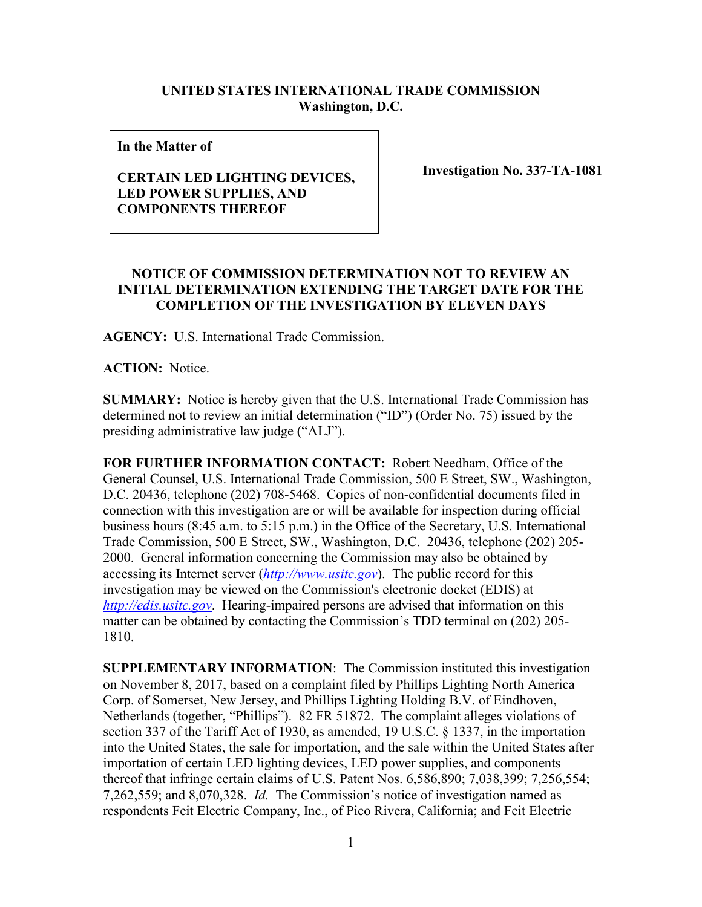**UNITED STATES INTERNATIONAL TRADE COMMISSION**
**Washington, D.C.**

| In the Matter of<br><br>CERTAIN LED LIGHTING DEVICES, LED POWER SUPPLIES, AND COMPONENTS THEREOF | Investigation No. 337-TA-1081 |
|---|---|

## NOTICE OF COMMISSION DETERMINATION NOT TO REVIEW AN INITIAL DETERMINATION EXTENDING THE TARGET DATE FOR THE COMPLETION OF THE INVESTIGATION BY ELEVEN DAYS

**AGENCY:** U.S. International Trade Commission.

**ACTION:** Notice.

**SUMMARY:** Notice is hereby given that the U.S. International Trade Commission has determined not to review an initial determination ("ID") (Order No. 75) issued by the presiding administrative law judge ("ALJ").

**FOR FURTHER INFORMATION CONTACT:** Robert Needham, Office of the General Counsel, U.S. International Trade Commission, 500 E Street, SW., Washington, D.C. 20436, telephone (202) 708-5468. Copies of non-confidential documents filed in connection with this investigation are or will be available for inspection during official business hours (8:45 a.m. to 5:15 p.m.) in the Office of the Secretary, U.S. International Trade Commission, 500 E Street, SW., Washington, D.C. 20436, telephone (202) 205-2000. General information concerning the Commission may also be obtained by accessing its Internet server (*http://www.usitc.gov*). The public record for this investigation may be viewed on the Commission's electronic docket (EDIS) at *http://edis.usitc.gov*. Hearing-impaired persons are advised that information on this matter can be obtained by contacting the Commission's TDD terminal on (202) 205-1810.

**SUPPLEMENTARY INFORMATION**: The Commission instituted this investigation on November 8, 2017, based on a complaint filed by Phillips Lighting North America Corp. of Somerset, New Jersey, and Phillips Lighting Holding B.V. of Eindhoven, Netherlands (together, "Phillips"). 82 FR 51872. The complaint alleges violations of section 337 of the Tariff Act of 1930, as amended, 19 U.S.C. § 1337, in the importation into the United States, the sale for importation, and the sale within the United States after importation of certain LED lighting devices, LED power supplies, and components thereof that infringe certain claims of U.S. Patent Nos. 6,586,890; 7,038,399; 7,256,554; 7,262,559; and 8,070,328. *Id.* The Commission's notice of investigation named as respondents Feit Electric Company, Inc., of Pico Rivera, California; and Feit Electric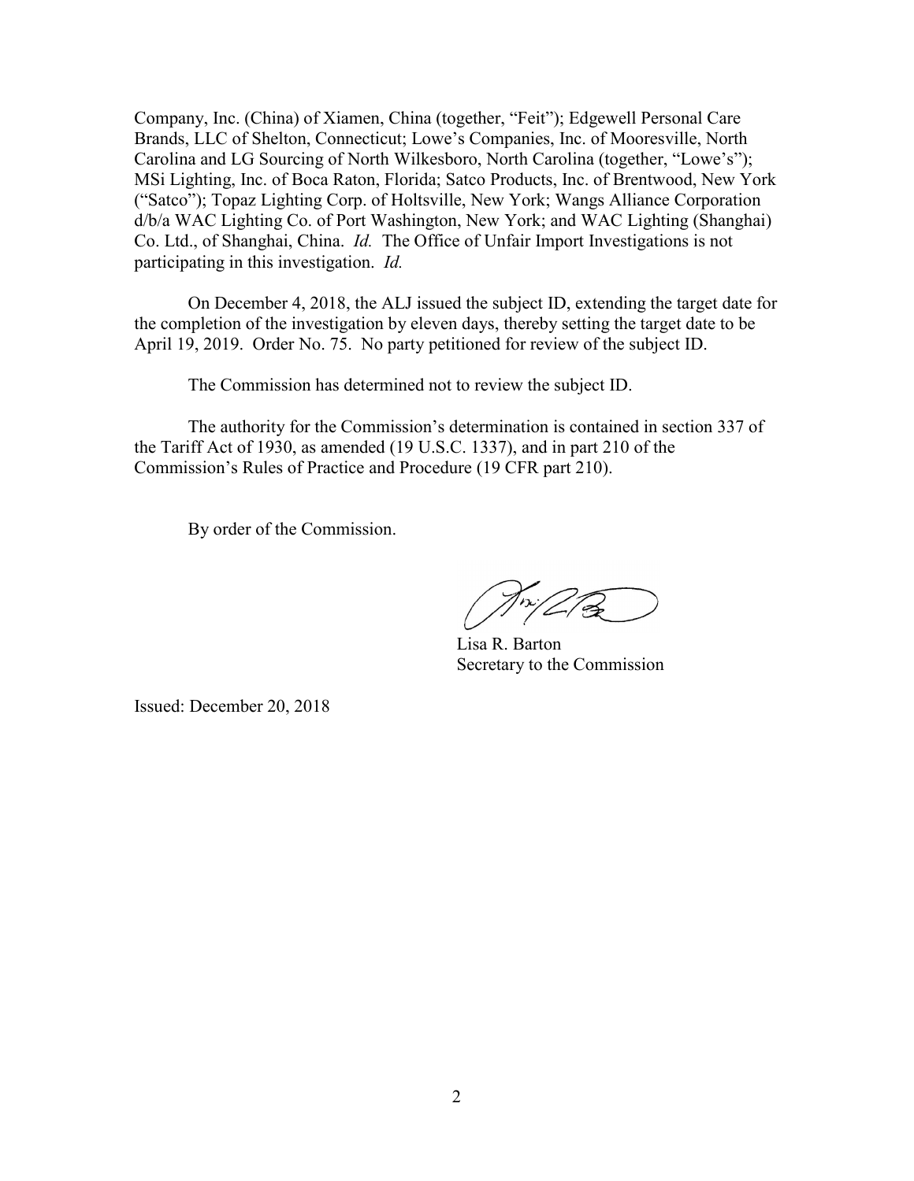Company, Inc. (China) of Xiamen, China (together, "Feit"); Edgewell Personal Care Brands, LLC of Shelton, Connecticut; Lowe's Companies, Inc. of Mooresville, North Carolina and LG Sourcing of North Wilkesboro, North Carolina (together, "Lowe's"); MSi Lighting, Inc. of Boca Raton, Florida; Satco Products, Inc. of Brentwood, New York ("Satco"); Topaz Lighting Corp. of Holtsville, New York; Wangs Alliance Corporation d/b/a WAC Lighting Co. of Port Washington, New York; and WAC Lighting (Shanghai) Co. Ltd., of Shanghai, China. *Id.* The Office of Unfair Import Investigations is not participating in this investigation. *Id.*

On December 4, 2018, the ALJ issued the subject ID, extending the target date for the completion of the investigation by eleven days, thereby setting the target date to be April 19, 2019. Order No. 75. No party petitioned for review of the subject ID.

The Commission has determined not to review the subject ID.

The authority for the Commission's determination is contained in section 337 of the Tariff Act of 1930, as amended (19 U.S.C. 1337), and in part 210 of the Commission's Rules of Practice and Procedure (19 CFR part 210).

By order of the Commission.

Lisa R. Barton
Secretary to the Commission

Issued: December 20, 2018